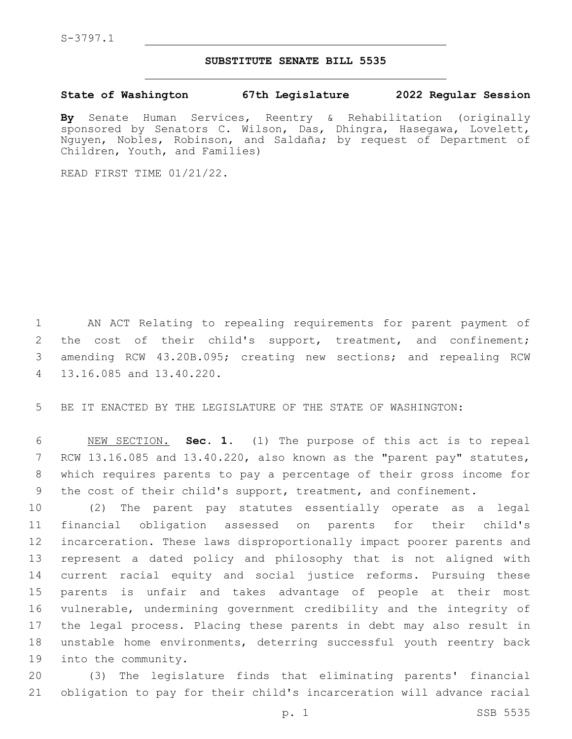S-3797.1

**SUBSTITUTE SENATE BILL 5535**

**State of Washington 67th Legislature 2022 Regular Session**

**By** Senate Human Services, Reentry & Rehabilitation (originally sponsored by Senators C. Wilson, Das, Dhingra, Hasegawa, Lovelett, Nguyen, Nobles, Robinson, and Saldaña; by request of Department of Children, Youth, and Families)

READ FIRST TIME 01/21/22.

AN ACT Relating to repealing requirements for parent payment of the cost of their child's support, treatment, and confinement; amending RCW 43.20B.095; creating new sections; and repealing RCW 13.16.085 and 13.40.220.

BE IT ENACTED BY THE LEGISLATURE OF THE STATE OF WASHINGTON:

NEW SECTION. **Sec. 1.** (1) The purpose of this act is to repeal RCW 13.16.085 and 13.40.220, also known as the "parent pay" statutes, which requires parents to pay a percentage of their gross income for the cost of their child's support, treatment, and confinement.

(2) The parent pay statutes essentially operate as a legal financial obligation assessed on parents for their child's incarceration. These laws disproportionally impact poorer parents and represent a dated policy and philosophy that is not aligned with current racial equity and social justice reforms. Pursuing these parents is unfair and takes advantage of people at their most vulnerable, undermining government credibility and the integrity of the legal process. Placing these parents in debt may also result in unstable home environments, deterring successful youth reentry back into the community.

(3) The legislature finds that eliminating parents' financial obligation to pay for their child's incarceration will advance racial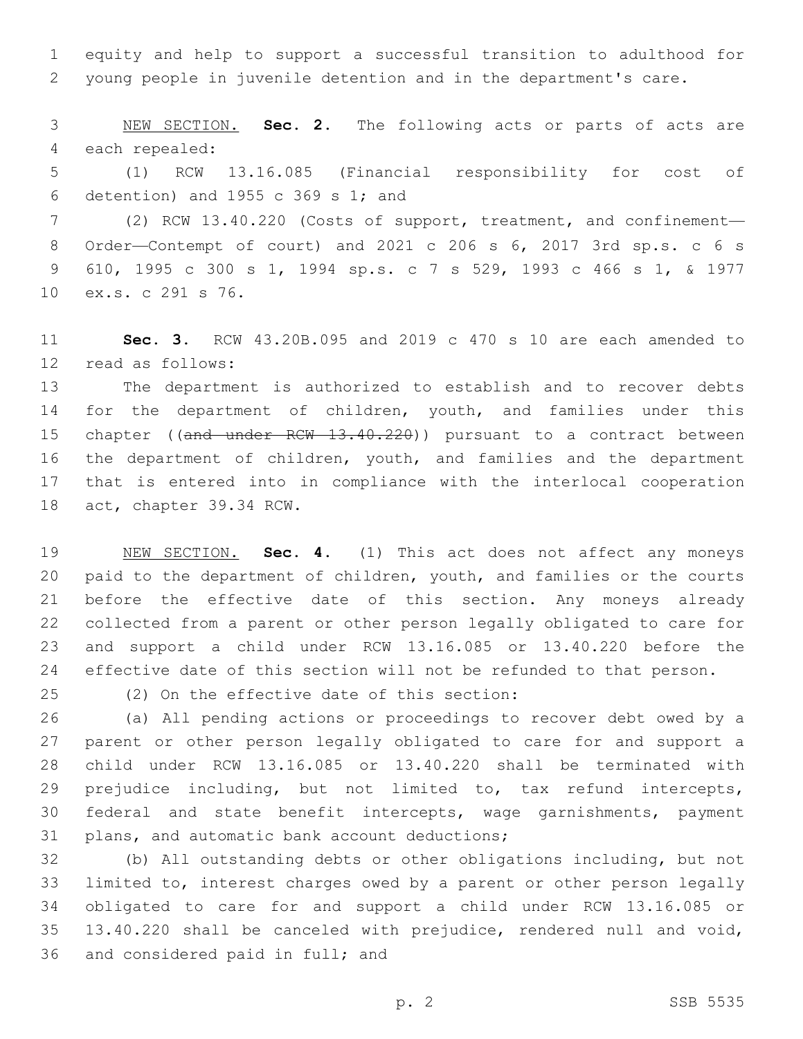equity and help to support a successful transition to adulthood for young people in juvenile detention and in the department's care.

NEW SECTION. **Sec. 2.** The following acts or parts of acts are each repealed:

(1) RCW 13.16.085 (Financial responsibility for cost of detention) and 1955 c 369 s 1; and

(2) RCW 13.40.220 (Costs of support, treatment, and confinement—Order—Contempt of court) and 2021 c 206 s 6, 2017 3rd sp.s. c 6 s 610, 1995 c 300 s 1, 1994 sp.s. c 7 s 529, 1993 c 466 s 1, & 1977 ex.s. c 291 s 76.

**Sec. 3.** RCW 43.20B.095 and 2019 c 470 s 10 are each amended to read as follows:

The department is authorized to establish and to recover debts for the department of children, youth, and families under this chapter ((~~and under RCW 13.40.220~~)) pursuant to a contract between the department of children, youth, and families and the department that is entered into in compliance with the interlocal cooperation act, chapter 39.34 RCW.

NEW SECTION. **Sec. 4.** (1) This act does not affect any moneys paid to the department of children, youth, and families or the courts before the effective date of this section. Any moneys already collected from a parent or other person legally obligated to care for and support a child under RCW 13.16.085 or 13.40.220 before the effective date of this section will not be refunded to that person.

(2) On the effective date of this section:

(a) All pending actions or proceedings to recover debt owed by a parent or other person legally obligated to care for and support a child under RCW 13.16.085 or 13.40.220 shall be terminated with prejudice including, but not limited to, tax refund intercepts, federal and state benefit intercepts, wage garnishments, payment plans, and automatic bank account deductions;

(b) All outstanding debts or other obligations including, but not limited to, interest charges owed by a parent or other person legally obligated to care for and support a child under RCW 13.16.085 or 13.40.220 shall be canceled with prejudice, rendered null and void, and considered paid in full; and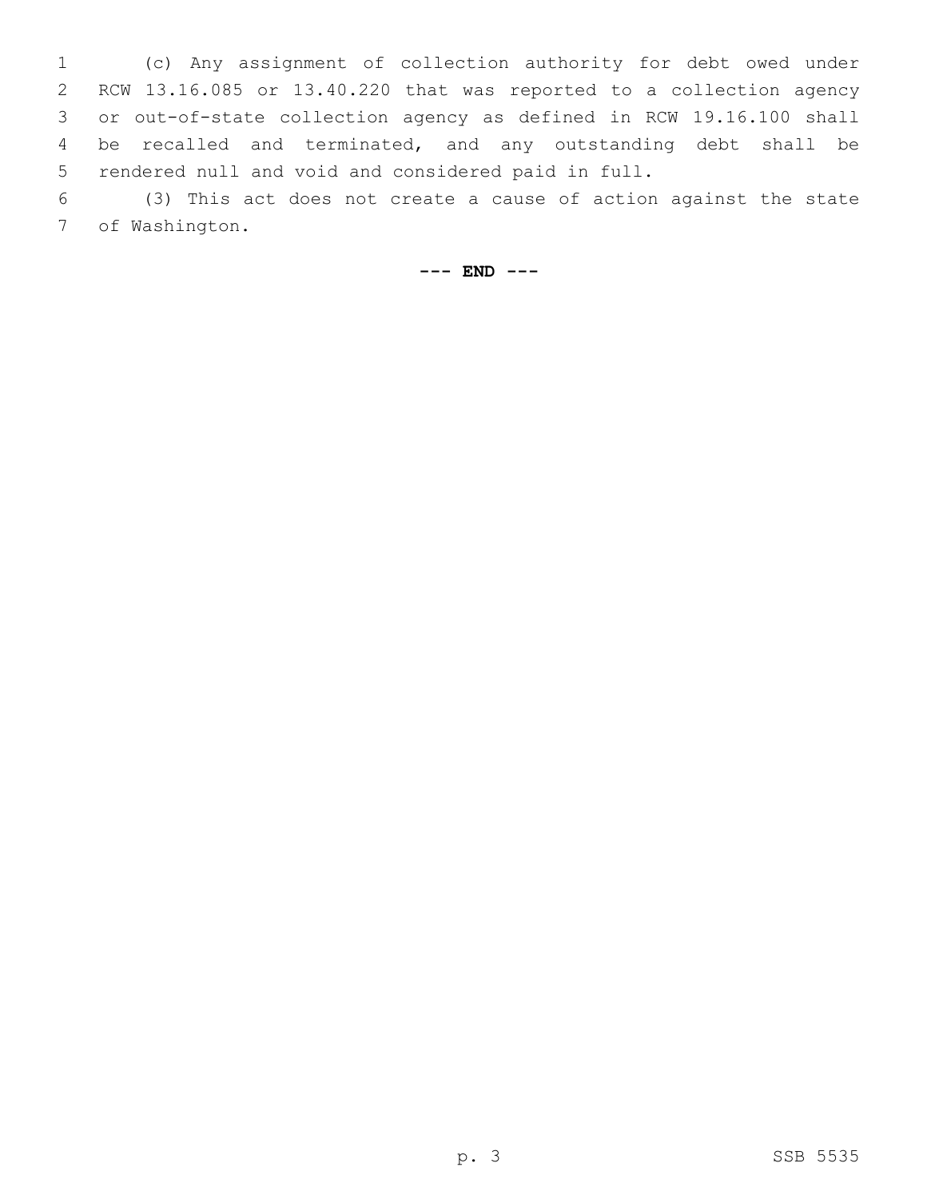(c) Any assignment of collection authority for debt owed under RCW 13.16.085 or 13.40.220 that was reported to a collection agency or out-of-state collection agency as defined in RCW 19.16.100 shall be recalled and terminated, and any outstanding debt shall be rendered null and void and considered paid in full.

(3) This act does not create a cause of action against the state of Washington.

**--- END ---**